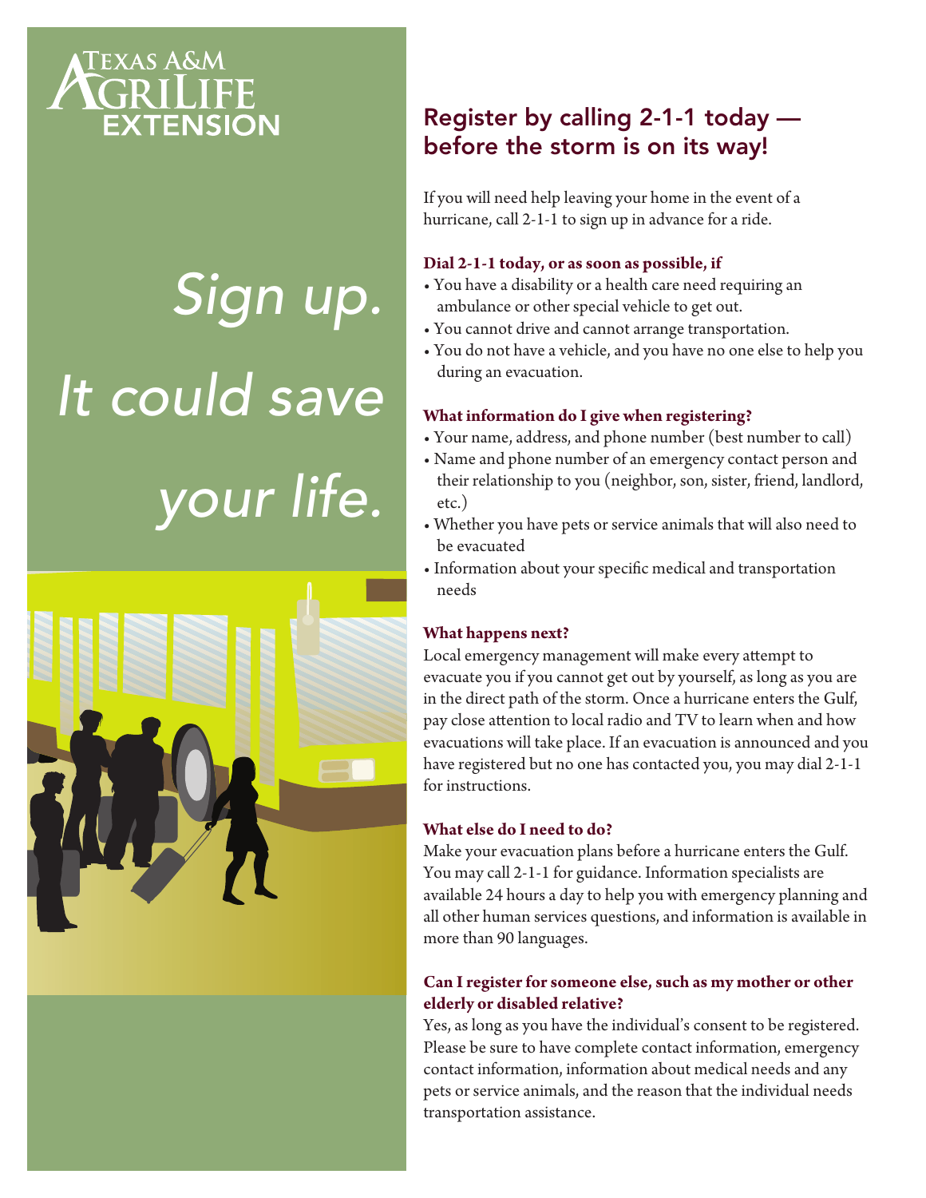Texas A&M AgriLife Extension

*Sign up. It could save your life.*

## Register by calling 2-1-1 today — before the storm is on its way!

If you will need help leaving your home in the event of a hurricane, call 2-1-1 to sign up in advance for a ride.

**Dial 2-1-1 today, or as soon as possible, if**

- You have a disability or a health care need requiring an ambulance or other special vehicle to get out.
- You cannot drive and cannot arrange transportation.
- You do not have a vehicle, and you have no one else to help you during an evacuation.

**What information do I give when registering?**

- Your name, address, and phone number (best number to call)
- Name and phone number of an emergency contact person and their relationship to you (neighbor, son, sister, friend, landlord, etc.)
- Whether you have pets or service animals that will also need to be evacuated
- Information about your specific medical and transportation needs

**What happens next?**

Local emergency management will make every attempt to evacuate you if you cannot get out by yourself, as long as you are in the direct path of the storm. Once a hurricane enters the Gulf, pay close attention to local radio and TV to learn when and how evacuations will take place. If an evacuation is announced and you have registered but no one has contacted you, you may dial 2-1-1 for instructions.

**What else do I need to do?**

Make your evacuation plans before a hurricane enters the Gulf. You may call 2-1-1 for guidance. Information specialists are available 24 hours a day to help you with emergency planning and all other human services questions, and information is available in more than 90 languages.

**Can I register for someone else, such as my mother or other elderly or disabled relative?**

Yes, as long as you have the individual's consent to be registered. Please be sure to have complete contact information, emergency contact information, information about medical needs and any pets or service animals, and the reason that the individual needs transportation assistance.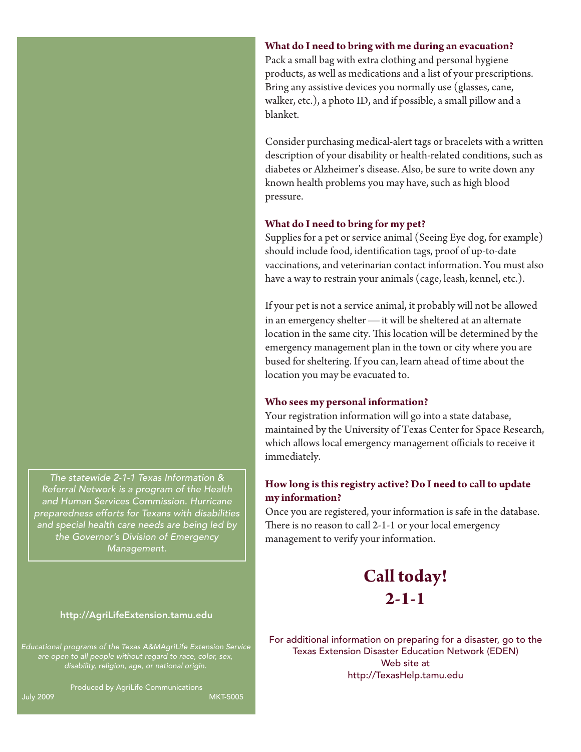### What do I need to bring with me during an evacuation?

Pack a small bag with extra clothing and personal hygiene products, as well as medications and a list of your prescriptions. Bring any assistive devices you normally use (glasses, cane, walker, etc.), a photo ID, and if possible, a small pillow and a blanket.

Consider purchasing medical-alert tags or bracelets with a written description of your disability or health-related conditions, such as diabetes or Alzheimer's disease. Also, be sure to write down any known health problems you may have, such as high blood pressure.

### What do I need to bring for my pet?

Supplies for a pet or service animal (Seeing Eye dog, for example) should include food, identification tags, proof of up-to-date vaccinations, and veterinarian contact information. You must also have a way to restrain your animals (cage, leash, kennel, etc.).

If your pet is not a service animal, it probably will not be allowed in an emergency shelter — it will be sheltered at an alternate location in the same city. This location will be determined by the emergency management plan in the town or city where you are bused for sheltering. If you can, learn ahead of time about the location you may be evacuated to.

### Who sees my personal information?

Your registration information will go into a state database, maintained by the University of Texas Center for Space Research, which allows local emergency management officials to receive it immediately.

### How long is this registry active? Do I need to call to update my information?

Once you are registered, your information is safe in the database. There is no reason to call 2-1-1 or your local emergency management to verify your information.

## Call today!
## 2-1-1

For additional information on preparing for a disaster, go to the Texas Extension Disaster Education Network (EDEN) Web site at http://TexasHelp.tamu.edu

*The statewide 2-1-1 Texas Information & Referral Network is a program of the Health and Human Services Commission. Hurricane preparedness efforts for Texans with disabilities and special health care needs are being led by the Governor's Division of Emergency Management.*

http://AgriLifeExtension.tamu.edu

*Educational programs of the Texas A&MAgriLife Extension Service are open to all people without regard to race, color, sex, disability, religion, age, or national origin.*

Produced by AgriLife Communications

July 2009 MKT-5005